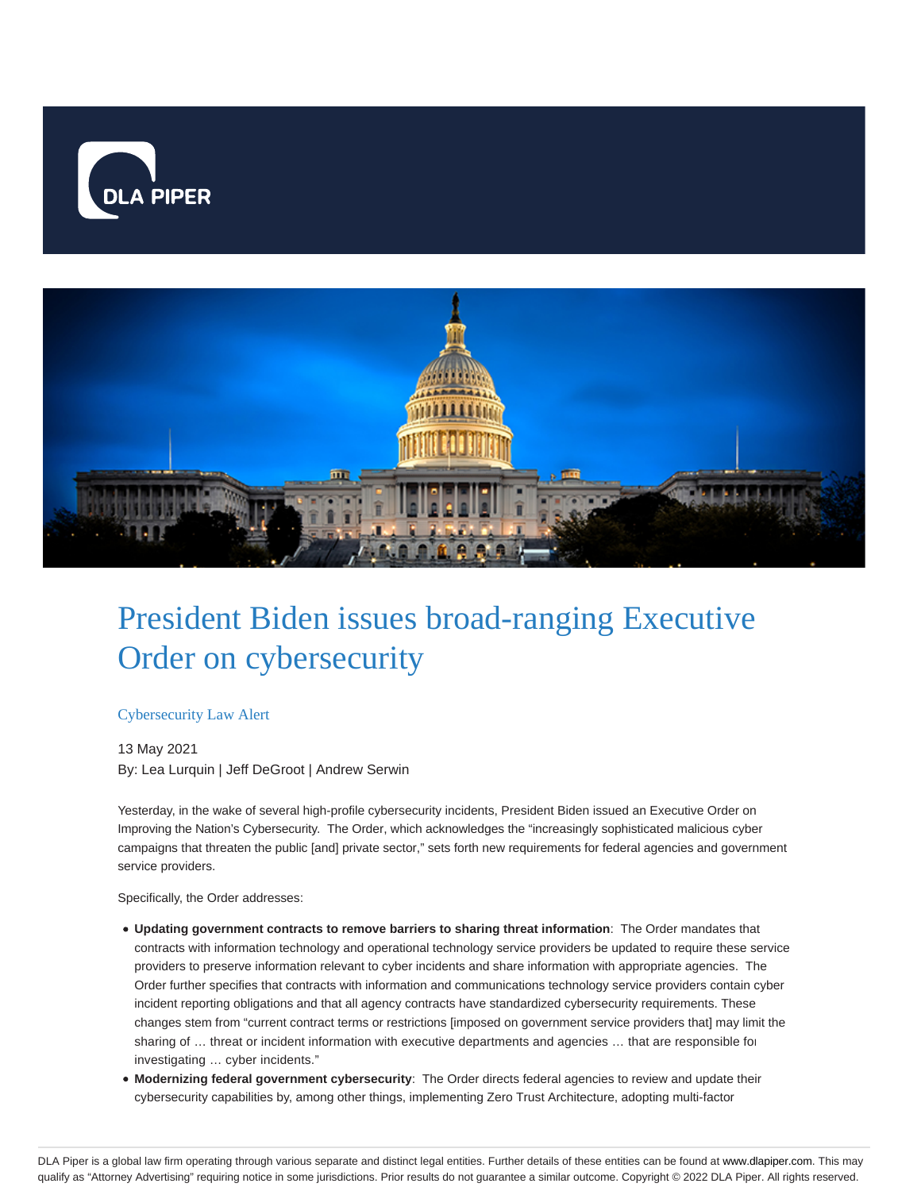# President Biden issues broad-ranging Executive Order on cybersecurity

Cybersecurity Law Alert

13 May 2021

By: Lea Lurquin | Jeff DeGroot | Andrew Serwin

Yesterday, in the wake of several high-profile cybersecurity incidents, President Biden issued an Executive Order on Improving the Nation's Cybersecurity. The Order, which acknowledges the "increasingly sophisticated malicious cyber campaigns that threaten the public [and] private sector," sets forth new requirements for federal agencies and government service providers.

Specifically, the Order addresses:

- **Updating government contracts to remove barriers to sharing threat information**: The Order mandates that contracts with information technology and operational technology service providers be updated to require these service providers to preserve information relevant to cyber incidents and share information with appropriate agencies. The Order further specifies that contracts with information and communications technology service providers contain cyber incident reporting obligations and that all agency contracts have standardized cybersecurity requirements. These changes stem from "current contract terms or restrictions [imposed on government service providers that] may limit the sharing of … threat or incident information with executive departments and agencies … that are responsible for investigating … cyber incidents."
- **Modernizing federal government cybersecurity**: The Order directs federal agencies to review and update their cybersecurity capabilities by, among other things, implementing Zero Trust Architecture, adopting multi-factor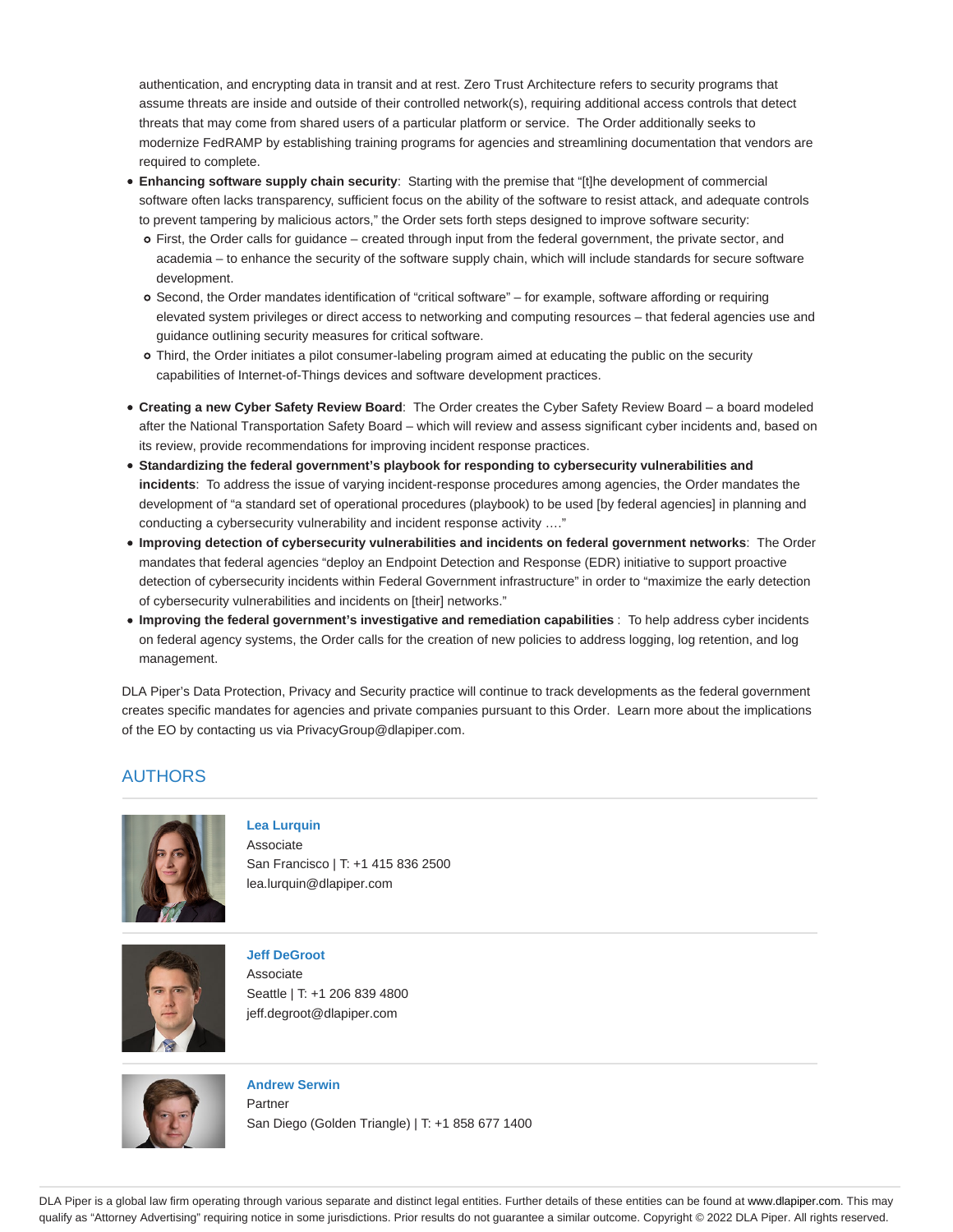authentication, and encrypting data in transit and at rest. Zero Trust Architecture refers to security programs that assume threats are inside and outside of their controlled network(s), requiring additional access controls that detect threats that may come from shared users of a particular platform or service. The Order additionally seeks to modernize FedRAMP by establishing training programs for agencies and streamlining documentation that vendors are required to complete.

- **Enhancing software supply chain security**: Starting with the premise that "[t]he development of commercial software often lacks transparency, sufficient focus on the ability of the software to resist attack, and adequate controls to prevent tampering by malicious actors," the Order sets forth steps designed to improve software security:
  - First, the Order calls for guidance – created through input from the federal government, the private sector, and academia – to enhance the security of the software supply chain, which will include standards for secure software development.
  - Second, the Order mandates identification of "critical software" – for example, software affording or requiring elevated system privileges or direct access to networking and computing resources – that federal agencies use and guidance outlining security measures for critical software.
  - Third, the Order initiates a pilot consumer-labeling program aimed at educating the public on the security capabilities of Internet-of-Things devices and software development practices.
- **Creating a new Cyber Safety Review Board**: The Order creates the Cyber Safety Review Board – a board modeled after the National Transportation Safety Board – which will review and assess significant cyber incidents and, based on its review, provide recommendations for improving incident response practices.
- **Standardizing the federal government's playbook for responding to cybersecurity vulnerabilities and incidents**: To address the issue of varying incident-response procedures among agencies, the Order mandates the development of "a standard set of operational procedures (playbook) to be used [by federal agencies] in planning and conducting a cybersecurity vulnerability and incident response activity …."
- **Improving detection of cybersecurity vulnerabilities and incidents on federal government networks**: The Order mandates that federal agencies "deploy an Endpoint Detection and Response (EDR) initiative to support proactive detection of cybersecurity incidents within Federal Government infrastructure" in order to "maximize the early detection of cybersecurity vulnerabilities and incidents on [their] networks."
- **Improving the federal government's investigative and remediation capabilities** : To help address cyber incidents on federal agency systems, the Order calls for the creation of new policies to address logging, log retention, and log management.

DLA Piper's Data Protection, Privacy and Security practice will continue to track developments as the federal government creates specific mandates for agencies and private companies pursuant to this Order. Learn more about the implications of the EO by contacting us via PrivacyGroup@dlapiper.com.

## AUTHORS

**Lea Lurquin**
Associate
San Francisco | T: +1 415 836 2500
lea.lurquin@dlapiper.com

**Jeff DeGroot**
Associate
Seattle | T: +1 206 839 4800
jeff.degroot@dlapiper.com

**Andrew Serwin**
Partner
San Diego (Golden Triangle) | T: +1 858 677 1400

DLA Piper is a global law firm operating through various separate and distinct legal entities. Further details of these entities can be found at www.dlapiper.com. This may qualify as "Attorney Advertising" requiring notice in some jurisdictions. Prior results do not guarantee a similar outcome. Copyright © 2022 DLA Piper. All rights reserved.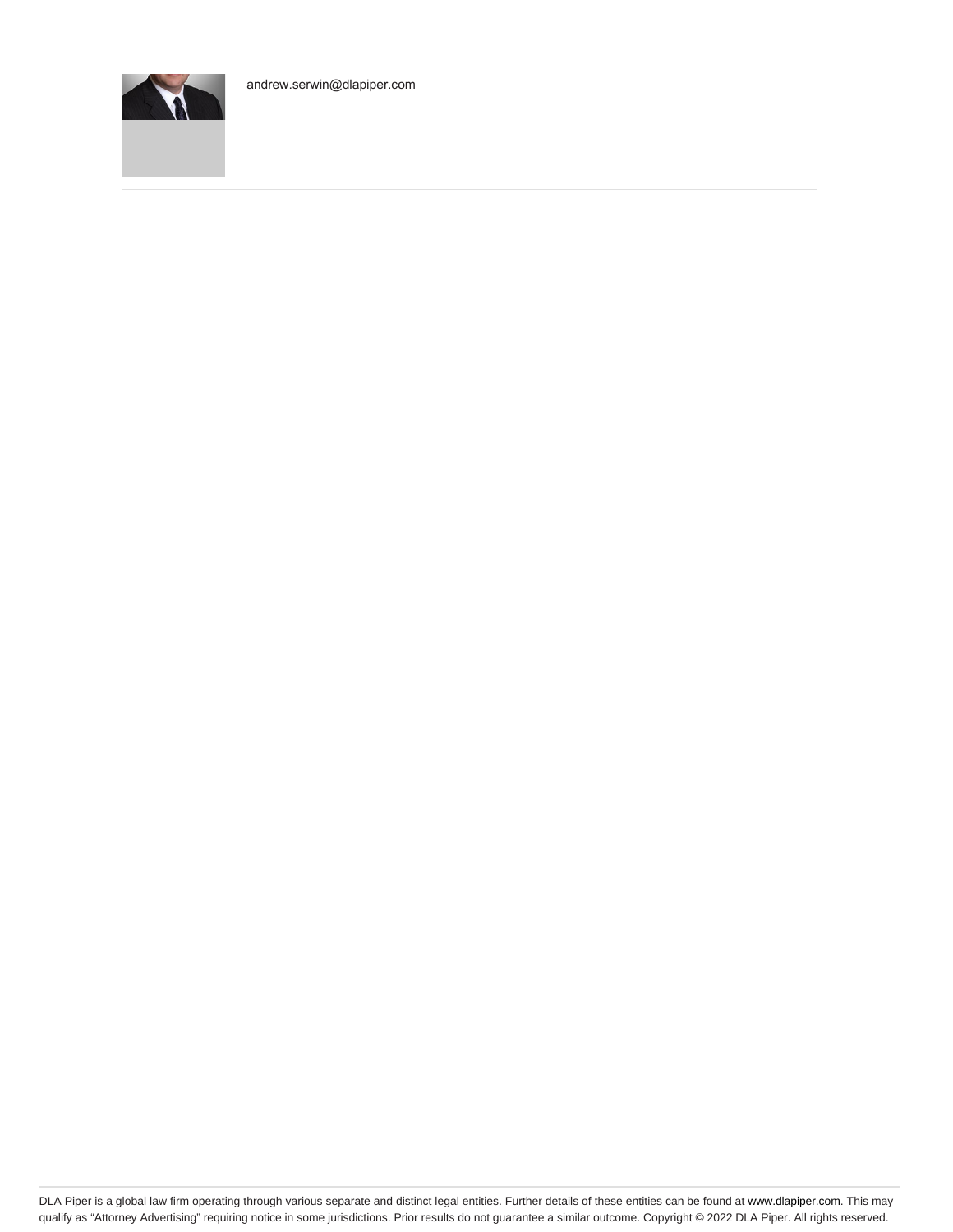andrew.serwin@dlapiper.com

DLA Piper is a global law firm operating through various separate and distinct legal entities. Further details of these entities can be found at www.dlapiper.com. This may qualify as “Attorney Advertising” requiring notice in some jurisdictions. Prior results do not guarantee a similar outcome. Copyright © 2022 DLA Piper. All rights reserved.